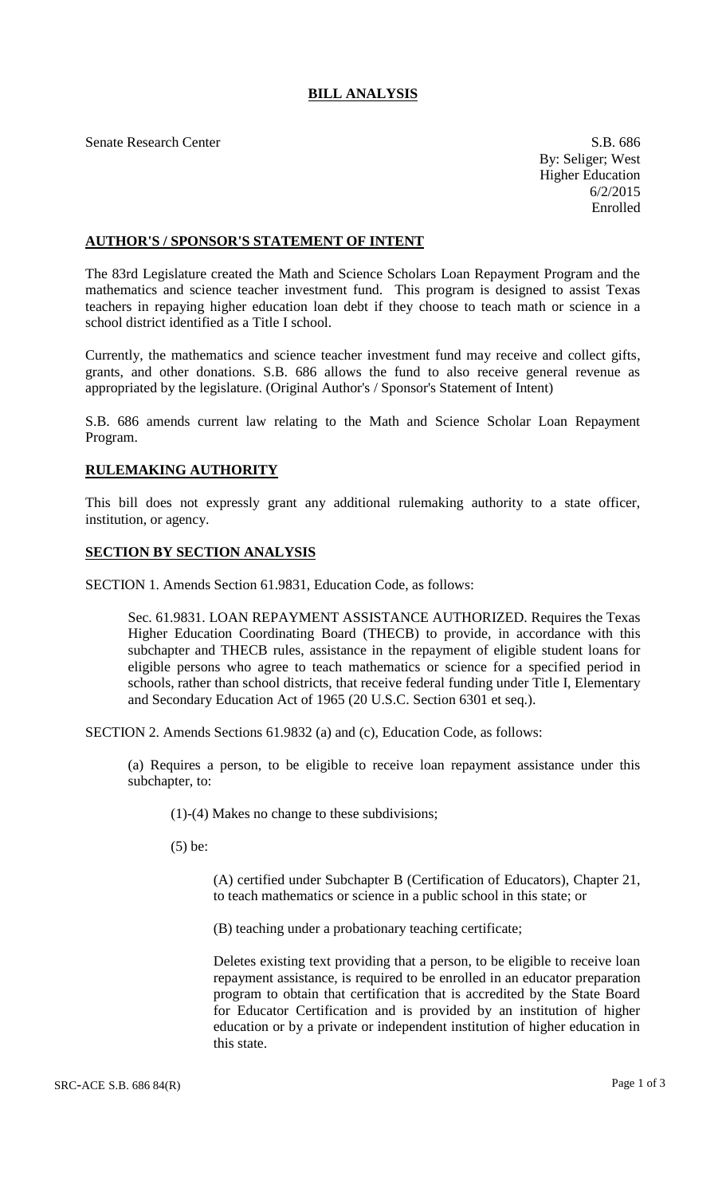# BILL ANALYSIS

Senate Research Center

S.B. 686
By: Seliger; West
Higher Education
6/2/2015
Enrolled

## AUTHOR'S / SPONSOR'S STATEMENT OF INTENT

The 83rd Legislature created the Math and Science Scholars Loan Repayment Program and the mathematics and science teacher investment fund. This program is designed to assist Texas teachers in repaying higher education loan debt if they choose to teach math or science in a school district identified as a Title I school.

Currently, the mathematics and science teacher investment fund may receive and collect gifts, grants, and other donations. S.B. 686 allows the fund to also receive general revenue as appropriated by the legislature. (Original Author's / Sponsor's Statement of Intent)

S.B. 686 amends current law relating to the Math and Science Scholar Loan Repayment Program.

## RULEMAKING AUTHORITY

This bill does not expressly grant any additional rulemaking authority to a state officer, institution, or agency.

## SECTION BY SECTION ANALYSIS

SECTION 1. Amends Section 61.9831, Education Code, as follows:

Sec. 61.9831. LOAN REPAYMENT ASSISTANCE AUTHORIZED. Requires the Texas Higher Education Coordinating Board (THECB) to provide, in accordance with this subchapter and THECB rules, assistance in the repayment of eligible student loans for eligible persons who agree to teach mathematics or science for a specified period in schools, rather than school districts, that receive federal funding under Title I, Elementary and Secondary Education Act of 1965 (20 U.S.C. Section 6301 et seq.).

SECTION 2. Amends Sections 61.9832 (a) and (c), Education Code, as follows:

(a) Requires a person, to be eligible to receive loan repayment assistance under this subchapter, to:

(1)-(4) Makes no change to these subdivisions;

(5) be:

(A) certified under Subchapter B (Certification of Educators), Chapter 21, to teach mathematics or science in a public school in this state; or

(B) teaching under a probationary teaching certificate;

Deletes existing text providing that a person, to be eligible to receive loan repayment assistance, is required to be enrolled in an educator preparation program to obtain that certification that is accredited by the State Board for Educator Certification and is provided by an institution of higher education or by a private or independent institution of higher education in this state.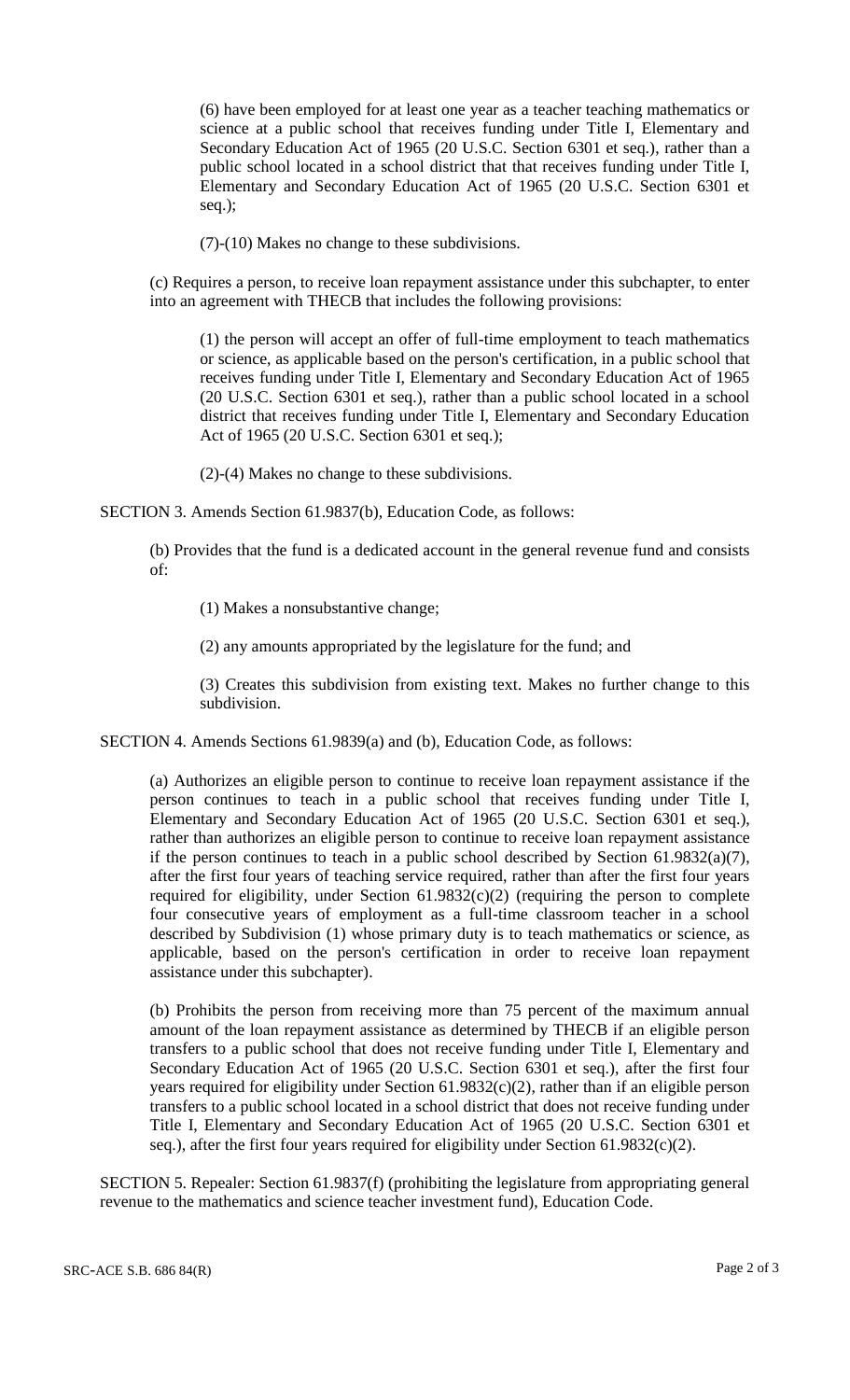(6) have been employed for at least one year as a teacher teaching mathematics or science at a public school that receives funding under Title I, Elementary and Secondary Education Act of 1965 (20 U.S.C. Section 6301 et seq.), rather than a public school located in a school district that that receives funding under Title I, Elementary and Secondary Education Act of 1965 (20 U.S.C. Section 6301 et seq.);

(7)-(10) Makes no change to these subdivisions.

(c) Requires a person, to receive loan repayment assistance under this subchapter, to enter into an agreement with THECB that includes the following provisions:

(1) the person will accept an offer of full-time employment to teach mathematics or science, as applicable based on the person's certification, in a public school that receives funding under Title I, Elementary and Secondary Education Act of 1965 (20 U.S.C. Section 6301 et seq.), rather than a public school located in a school district that receives funding under Title I, Elementary and Secondary Education Act of 1965 (20 U.S.C. Section 6301 et seq.);

(2)-(4) Makes no change to these subdivisions.

SECTION 3. Amends Section 61.9837(b), Education Code, as follows:

(b) Provides that the fund is a dedicated account in the general revenue fund and consists of:

(1) Makes a nonsubstantive change;

(2) any amounts appropriated by the legislature for the fund; and

(3) Creates this subdivision from existing text. Makes no further change to this subdivision.

SECTION 4. Amends Sections 61.9839(a) and (b), Education Code, as follows:

(a) Authorizes an eligible person to continue to receive loan repayment assistance if the person continues to teach in a public school that receives funding under Title I, Elementary and Secondary Education Act of 1965 (20 U.S.C. Section 6301 et seq.), rather than authorizes an eligible person to continue to receive loan repayment assistance if the person continues to teach in a public school described by Section 61.9832(a)(7), after the first four years of teaching service required, rather than after the first four years required for eligibility, under Section 61.9832(c)(2) (requiring the person to complete four consecutive years of employment as a full-time classroom teacher in a school described by Subdivision (1) whose primary duty is to teach mathematics or science, as applicable, based on the person's certification in order to receive loan repayment assistance under this subchapter).

(b) Prohibits the person from receiving more than 75 percent of the maximum annual amount of the loan repayment assistance as determined by THECB if an eligible person transfers to a public school that does not receive funding under Title I, Elementary and Secondary Education Act of 1965 (20 U.S.C. Section 6301 et seq.), after the first four years required for eligibility under Section 61.9832(c)(2), rather than if an eligible person transfers to a public school located in a school district that does not receive funding under Title I, Elementary and Secondary Education Act of 1965 (20 U.S.C. Section 6301 et seq.), after the first four years required for eligibility under Section 61.9832(c)(2).

SECTION 5. Repealer: Section 61.9837(f) (prohibiting the legislature from appropriating general revenue to the mathematics and science teacher investment fund), Education Code.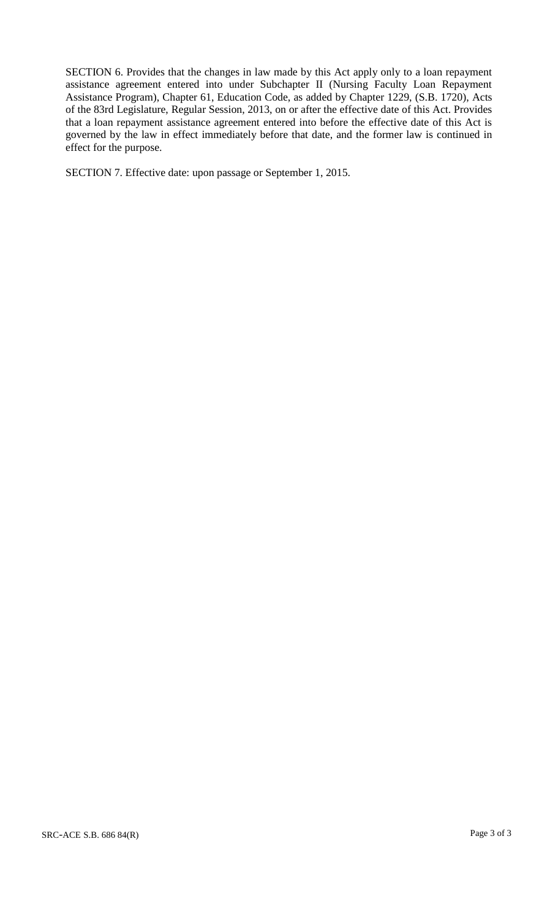SECTION 6. Provides that the changes in law made by this Act apply only to a loan repayment assistance agreement entered into under Subchapter II (Nursing Faculty Loan Repayment Assistance Program), Chapter 61, Education Code, as added by Chapter 1229, (S.B. 1720), Acts of the 83rd Legislature, Regular Session, 2013, on or after the effective date of this Act. Provides that a loan repayment assistance agreement entered into before the effective date of this Act is governed by the law in effect immediately before that date, and the former law is continued in effect for the purpose.

SECTION 7. Effective date: upon passage or September 1, 2015.